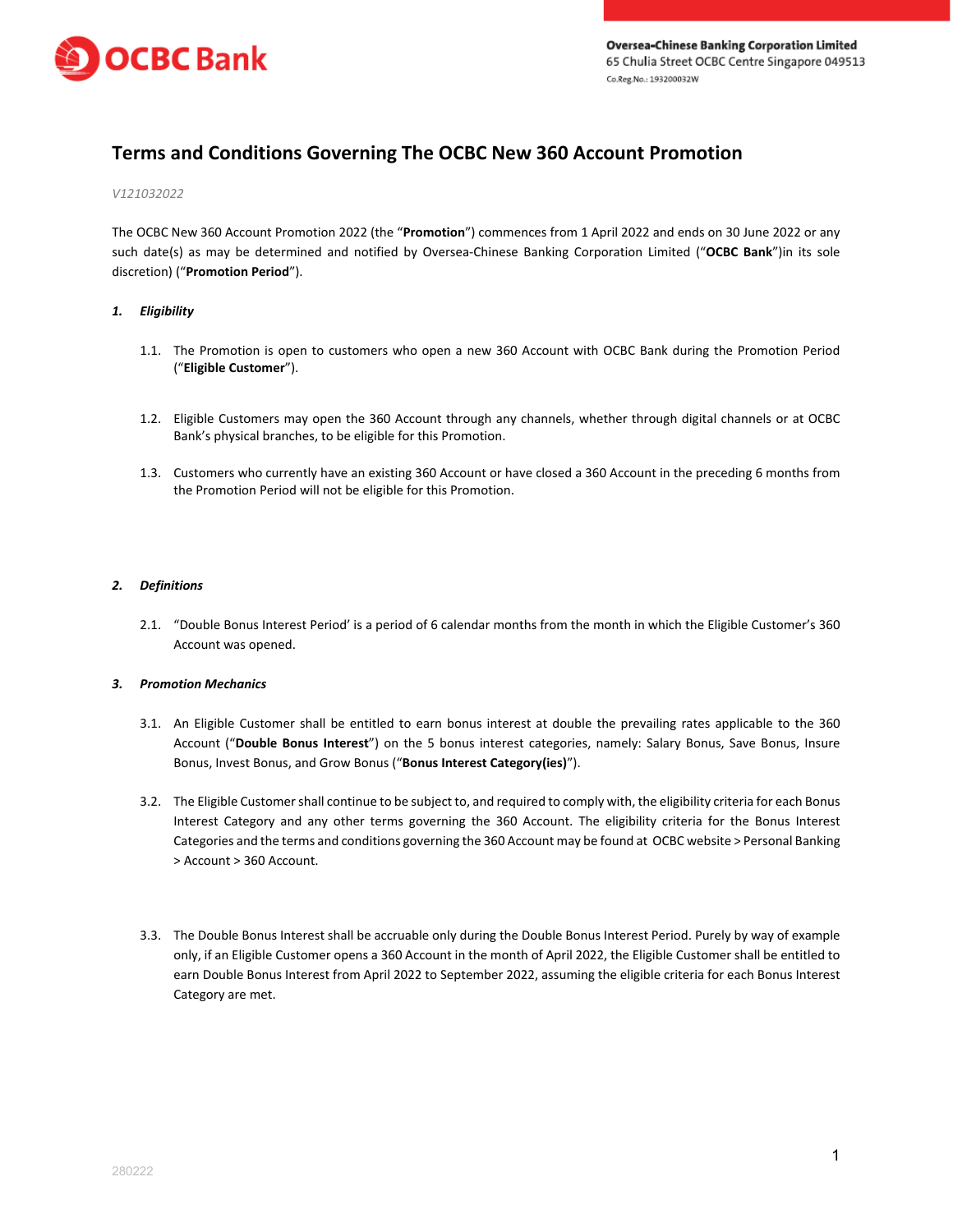# Terms and Conditions Governing The OCBC New 360 Account Promotion

*V121032022*

The OCBC New 360 Account Promotion 2022 (the "**Promotion**") commences from 1 April 2022 and ends on 30 June 2022 or any such date(s) as may be determined and notified by Oversea-Chinese Banking Corporation Limited ("**OCBC Bank**")in its sole discretion) ("**Promotion Period**").

***1. Eligibility***

1.1. The Promotion is open to customers who open a new 360 Account with OCBC Bank during the Promotion Period ("**Eligible Customer**").

1.2. Eligible Customers may open the 360 Account through any channels, whether through digital channels or at OCBC Bank's physical branches, to be eligible for this Promotion.

1.3. Customers who currently have an existing 360 Account or have closed a 360 Account in the preceding 6 months from the Promotion Period will not be eligible for this Promotion.

***2. Definitions***

2.1. "Double Bonus Interest Period' is a period of 6 calendar months from the month in which the Eligible Customer's 360 Account was opened.

***3. Promotion Mechanics***

3.1. An Eligible Customer shall be entitled to earn bonus interest at double the prevailing rates applicable to the 360 Account ("**Double Bonus Interest**") on the 5 bonus interest categories, namely: Salary Bonus, Save Bonus, Insure Bonus, Invest Bonus, and Grow Bonus ("**Bonus Interest Category(ies)**").

3.2. The Eligible Customer shall continue to be subject to, and required to comply with, the eligibility criteria for each Bonus Interest Category and any other terms governing the 360 Account. The eligibility criteria for the Bonus Interest Categories and the terms and conditions governing the 360 Account may be found at OCBC website > Personal Banking > Account > 360 Account.

3.3. The Double Bonus Interest shall be accruable only during the Double Bonus Interest Period. Purely by way of example only, if an Eligible Customer opens a 360 Account in the month of April 2022, the Eligible Customer shall be entitled to earn Double Bonus Interest from April 2022 to September 2022, assuming the eligible criteria for each Bonus Interest Category are met.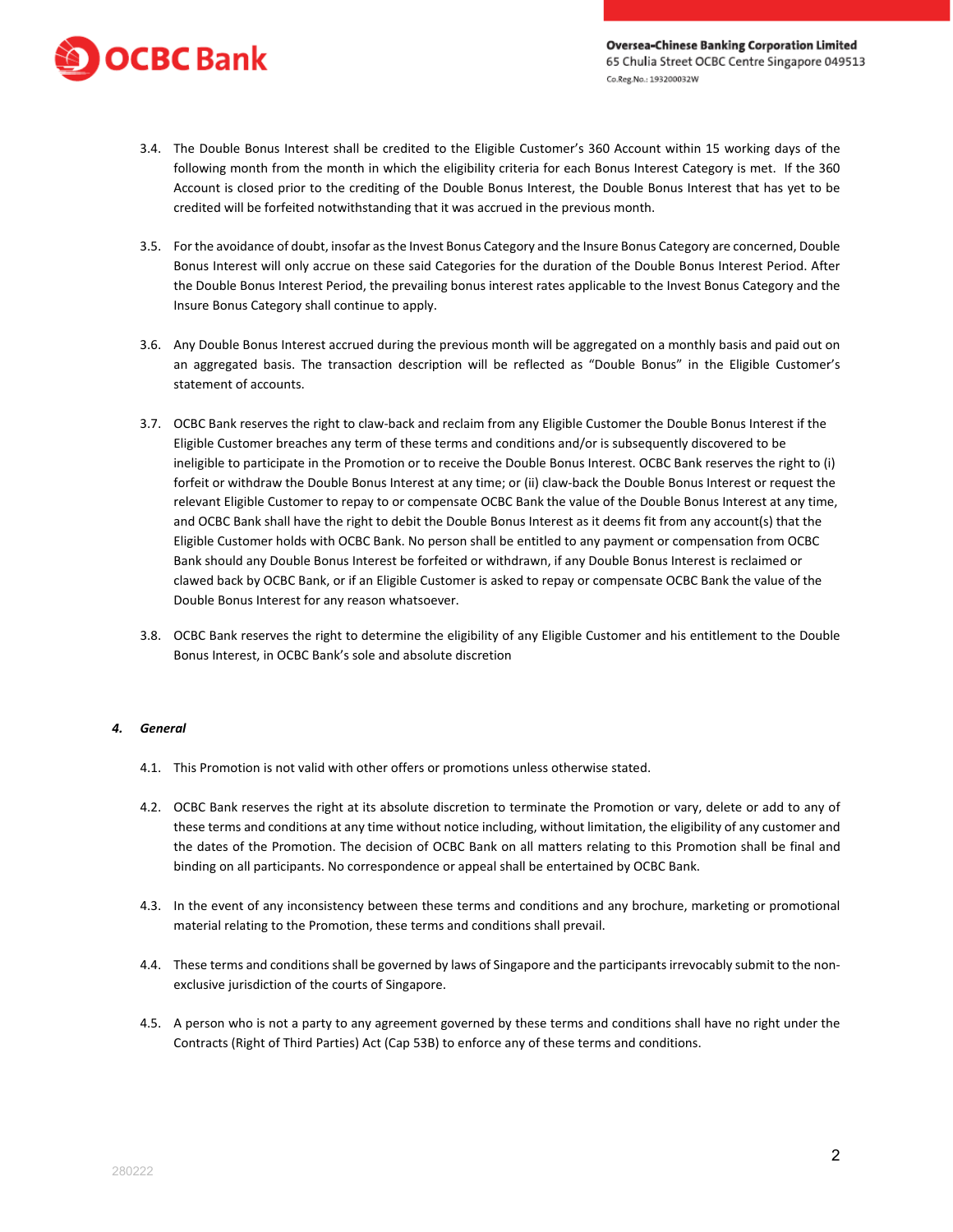3.4. The Double Bonus Interest shall be credited to the Eligible Customer's 360 Account within 15 working days of the following month from the month in which the eligibility criteria for each Bonus Interest Category is met. If the 360 Account is closed prior to the crediting of the Double Bonus Interest, the Double Bonus Interest that has yet to be credited will be forfeited notwithstanding that it was accrued in the previous month.

3.5. For the avoidance of doubt, insofar as the Invest Bonus Category and the Insure Bonus Category are concerned, Double Bonus Interest will only accrue on these said Categories for the duration of the Double Bonus Interest Period. After the Double Bonus Interest Period, the prevailing bonus interest rates applicable to the Invest Bonus Category and the Insure Bonus Category shall continue to apply.

3.6. Any Double Bonus Interest accrued during the previous month will be aggregated on a monthly basis and paid out on an aggregated basis. The transaction description will be reflected as "Double Bonus" in the Eligible Customer's statement of accounts.

3.7. OCBC Bank reserves the right to claw-back and reclaim from any Eligible Customer the Double Bonus Interest if the Eligible Customer breaches any term of these terms and conditions and/or is subsequently discovered to be ineligible to participate in the Promotion or to receive the Double Bonus Interest. OCBC Bank reserves the right to (i) forfeit or withdraw the Double Bonus Interest at any time; or (ii) claw-back the Double Bonus Interest or request the relevant Eligible Customer to repay to or compensate OCBC Bank the value of the Double Bonus Interest at any time, and OCBC Bank shall have the right to debit the Double Bonus Interest as it deems fit from any account(s) that the Eligible Customer holds with OCBC Bank. No person shall be entitled to any payment or compensation from OCBC Bank should any Double Bonus Interest be forfeited or withdrawn, if any Double Bonus Interest is reclaimed or clawed back by OCBC Bank, or if an Eligible Customer is asked to repay or compensate OCBC Bank the value of the Double Bonus Interest for any reason whatsoever.

3.8. OCBC Bank reserves the right to determine the eligibility of any Eligible Customer and his entitlement to the Double Bonus Interest, in OCBC Bank's sole and absolute discretion

## *4. General*

4.1. This Promotion is not valid with other offers or promotions unless otherwise stated.

4.2. OCBC Bank reserves the right at its absolute discretion to terminate the Promotion or vary, delete or add to any of these terms and conditions at any time without notice including, without limitation, the eligibility of any customer and the dates of the Promotion. The decision of OCBC Bank on all matters relating to this Promotion shall be final and binding on all participants. No correspondence or appeal shall be entertained by OCBC Bank.

4.3. In the event of any inconsistency between these terms and conditions and any brochure, marketing or promotional material relating to the Promotion, these terms and conditions shall prevail.

4.4. These terms and conditions shall be governed by laws of Singapore and the participants irrevocably submit to the non-exclusive jurisdiction of the courts of Singapore.

4.5. A person who is not a party to any agreement governed by these terms and conditions shall have no right under the Contracts (Right of Third Parties) Act (Cap 53B) to enforce any of these terms and conditions.